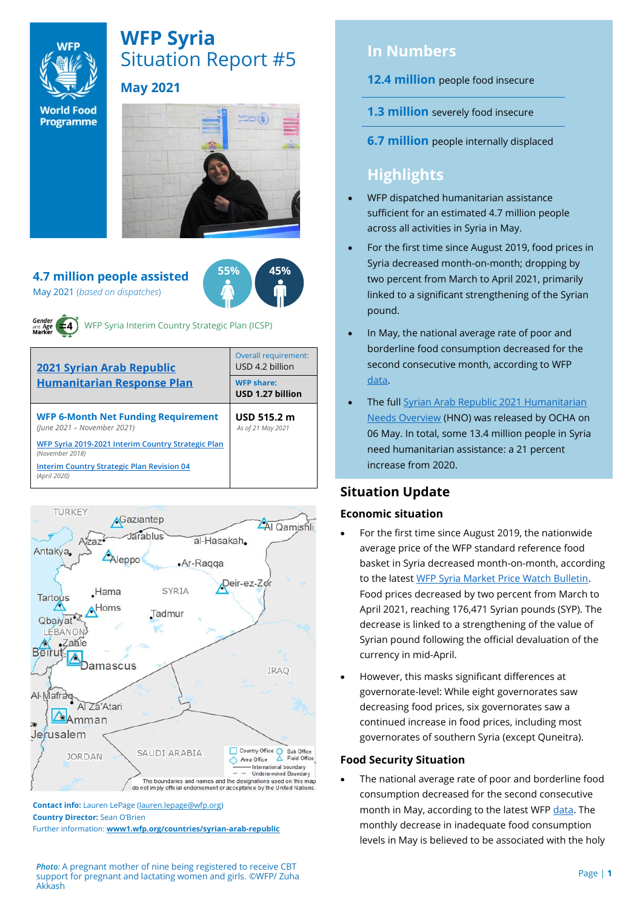# WFP Syria
## Situation Report #5

**May 2021**

**4.7 million people assisted**
May 2021 (*based on dispatches*)

55% 45%

WFP Syria Interim Country Strategic Plan (ICSP)

| [2021 Syrian Arab Republic Humanitarian Response Plan](#) | Overall requirement: USD 4.2 billion |
|---|---|
| | **WFP share: USD 1.27 billion** |
| **WFP 6-Month Net Funding Requirement** *(June 2021 – November 2021)* | **USD 515.2 m** *As of 21 May 2021* |
| [WFP Syria 2019-2021 Interim Country Strategic Plan](#) *(November 2018)* | |
| [Interim Country Strategic Plan Revision 04](#) *(April 2020)* | |

**Contact info:** Lauren LePage (lauren.lepage@wfp.org)
**Country Director:** Sean O'Brien
Further information: **www1.wfp.org/countries/syrian-arab-republic**

*Photo:* A pregnant mother of nine being registered to receive CBT support for pregnant and lactating women and girls. ©WFP/ Zuha Akkash

## In Numbers

**12.4 million** people food insecure

**1.3 million** severely food insecure

**6.7 million** people internally displaced

## Highlights

- WFP dispatched humanitarian assistance sufficient for an estimated 4.7 million people across all activities in Syria in May.
- For the first time since August 2019, food prices in Syria decreased month-on-month; dropping by two percent from March to April 2021, primarily linked to a significant strengthening of the Syrian pound.
- In May, the national average rate of poor and borderline food consumption decreased for the second consecutive month, according to WFP data.
- The full Syrian Arab Republic 2021 Humanitarian Needs Overview (HNO) was released by OCHA on 06 May. In total, some 13.4 million people in Syria need humanitarian assistance: a 21 percent increase from 2020.

## Situation Update

### Economic situation

- For the first time since August 2019, the nationwide average price of the WFP standard reference food basket in Syria decreased month-on-month, according to the latest WFP Syria Market Price Watch Bulletin. Food prices decreased by two percent from March to April 2021, reaching 176,471 Syrian pounds (SYP). The decrease is linked to a strengthening of the value of Syrian pound following the official devaluation of the currency in mid-April.
- However, this masks significant differences at governorate-level: While eight governorates saw decreasing food prices, six governorates saw a continued increase in food prices, including most governorates of southern Syria (except Quneitra).

### Food Security Situation

- The national average rate of poor and borderline food consumption decreased for the second consecutive month in May, according to the latest WFP data. The monthly decrease in inadequate food consumption levels in May is believed to be associated with the holy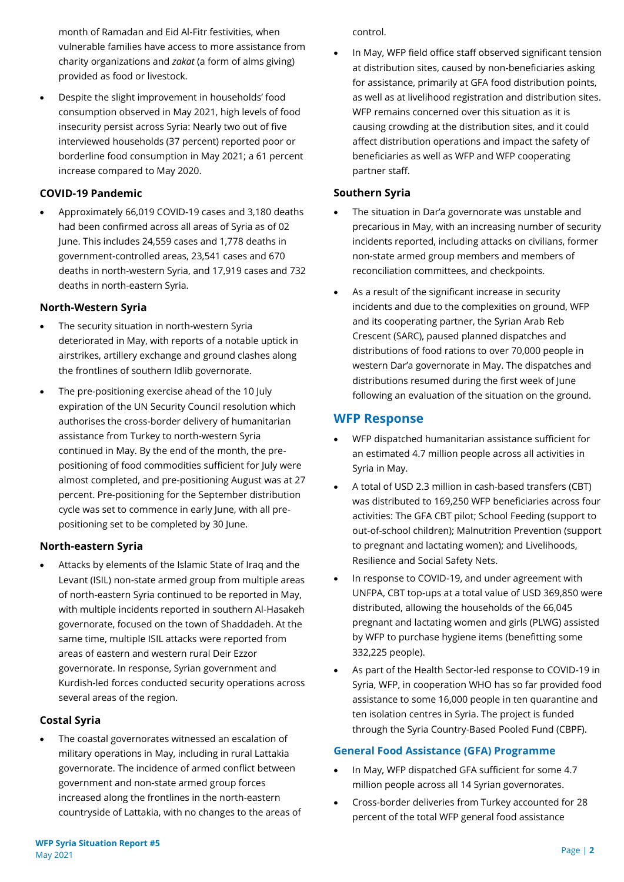month of Ramadan and Eid Al-Fitr festivities, when vulnerable families have access to more assistance from charity organizations and *zakat* (a form of alms giving) provided as food or livestock.

- Despite the slight improvement in households' food consumption observed in May 2021, high levels of food insecurity persist across Syria: Nearly two out of five interviewed households (37 percent) reported poor or borderline food consumption in May 2021; a 61 percent increase compared to May 2020.

### COVID-19 Pandemic

- Approximately 66,019 COVID-19 cases and 3,180 deaths had been confirmed across all areas of Syria as of 02 June. This includes 24,559 cases and 1,778 deaths in government-controlled areas, 23,541 cases and 670 deaths in north-western Syria, and 17,919 cases and 732 deaths in north-eastern Syria.

### North-Western Syria

- The security situation in north-western Syria deteriorated in May, with reports of a notable uptick in airstrikes, artillery exchange and ground clashes along the frontlines of southern Idlib governorate.
- The pre-positioning exercise ahead of the 10 July expiration of the UN Security Council resolution which authorises the cross-border delivery of humanitarian assistance from Turkey to north-western Syria continued in May. By the end of the month, the pre-positioning of food commodities sufficient for July were almost completed, and pre-positioning August was at 27 percent. Pre-positioning for the September distribution cycle was set to commence in early June, with all pre-positioning set to be completed by 30 June.

### North-eastern Syria

- Attacks by elements of the Islamic State of Iraq and the Levant (ISIL) non-state armed group from multiple areas of north-eastern Syria continued to be reported in May, with multiple incidents reported in southern Al-Hasakeh governorate, focused on the town of Shaddadeh. At the same time, multiple ISIL attacks were reported from areas of eastern and western rural Deir Ezzor governorate. In response, Syrian government and Kurdish-led forces conducted security operations across several areas of the region.

### Costal Syria

- The coastal governorates witnessed an escalation of military operations in May, including in rural Lattakia governorate. The incidence of armed conflict between government and non-state armed group forces increased along the frontlines in the north-eastern countryside of Lattakia, with no changes to the areas of control.
- In May, WFP field office staff observed significant tension at distribution sites, caused by non-beneficiaries asking for assistance, primarily at GFA food distribution points, as well as at livelihood registration and distribution sites. WFP remains concerned over this situation as it is causing crowding at the distribution sites, and it could affect distribution operations and impact the safety of beneficiaries as well as WFP and WFP cooperating partner staff.

### Southern Syria

- The situation in Dar'a governorate was unstable and precarious in May, with an increasing number of security incidents reported, including attacks on civilians, former non-state armed group members and members of reconciliation committees, and checkpoints.
- As a result of the significant increase in security incidents and due to the complexities on ground, WFP and its cooperating partner, the Syrian Arab Reb Crescent (SARC), paused planned dispatches and distributions of food rations to over 70,000 people in western Dar'a governorate in May. The dispatches and distributions resumed during the first week of June following an evaluation of the situation on the ground.

## WFP Response

- WFP dispatched humanitarian assistance sufficient for an estimated 4.7 million people across all activities in Syria in May.
- A total of USD 2.3 million in cash-based transfers (CBT) was distributed to 169,250 WFP beneficiaries across four activities: The GFA CBT pilot; School Feeding (support to out-of-school children); Malnutrition Prevention (support to pregnant and lactating women); and Livelihoods, Resilience and Social Safety Nets.
- In response to COVID-19, and under agreement with UNFPA, CBT top-ups at a total value of USD 369,850 were distributed, allowing the households of the 66,045 pregnant and lactating women and girls (PLWG) assisted by WFP to purchase hygiene items (benefitting some 332,225 people).
- As part of the Health Sector-led response to COVID-19 in Syria, WFP, in cooperation WHO has so far provided food assistance to some 16,000 people in ten quarantine and ten isolation centres in Syria. The project is funded through the Syria Country-Based Pooled Fund (CBPF).

### General Food Assistance (GFA) Programme

- In May, WFP dispatched GFA sufficient for some 4.7 million people across all 14 Syrian governorates.
- Cross-border deliveries from Turkey accounted for 28 percent of the total WFP general food assistance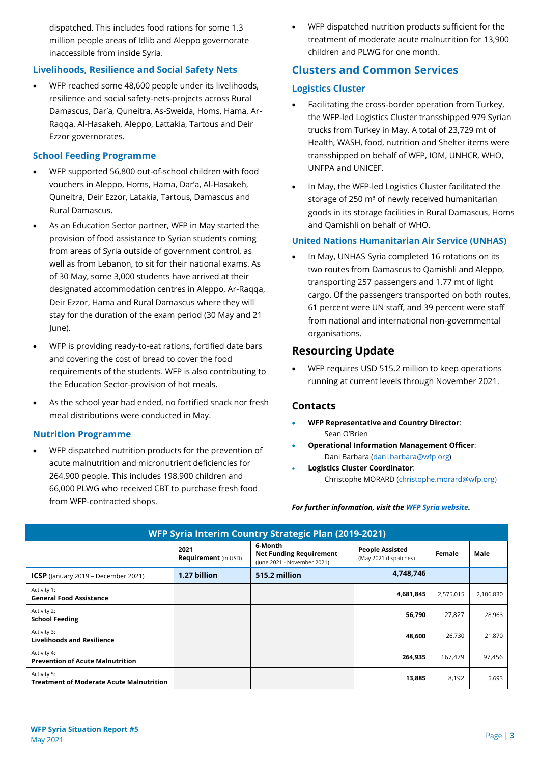dispatched. This includes food rations for some 1.3 million people areas of Idlib and Aleppo governorate inaccessible from inside Syria.

### Livelihoods, Resilience and Social Safety Nets

- WFP reached some 48,600 people under its livelihoods, resilience and social safety-nets-projects across Rural Damascus, Dar'a, Quneitra, As-Sweida, Homs, Hama, Ar-Raqqa, Al-Hasakeh, Aleppo, Lattakia, Tartous and Deir Ezzor governorates.

### School Feeding Programme

- WFP supported 56,800 out-of-school children with food vouchers in Aleppo, Homs, Hama, Dar'a, Al-Hasakeh, Quneitra, Deir Ezzor, Latakia, Tartous, Damascus and Rural Damascus.
- As an Education Sector partner, WFP in May started the provision of food assistance to Syrian students coming from areas of Syria outside of government control, as well as from Lebanon, to sit for their national exams. As of 30 May, some 3,000 students have arrived at their designated accommodation centres in Aleppo, Ar-Raqqa, Deir Ezzor, Hama and Rural Damascus where they will stay for the duration of the exam period (30 May and 21 June).
- WFP is providing ready-to-eat rations, fortified date bars and covering the cost of bread to cover the food requirements of the students. WFP is also contributing to the Education Sector-provision of hot meals.
- As the school year had ended, no fortified snack nor fresh meal distributions were conducted in May.

### Nutrition Programme

- WFP dispatched nutrition products for the prevention of acute malnutrition and micronutrient deficiencies for 264,900 people. This includes 198,900 children and 66,000 PLWG who received CBT to purchase fresh food from WFP-contracted shops.
- WFP dispatched nutrition products sufficient for the treatment of moderate acute malnutrition for 13,900 children and PLWG for one month.

## Clusters and Common Services

### Logistics Cluster

- Facilitating the cross-border operation from Turkey, the WFP-led Logistics Cluster transshipped 979 Syrian trucks from Turkey in May. A total of 23,729 mt of Health, WASH, food, nutrition and Shelter items were transshipped on behalf of WFP, IOM, UNHCR, WHO, UNFPA and UNICEF.
- In May, the WFP-led Logistics Cluster facilitated the storage of 250 m³ of newly received humanitarian goods in its storage facilities in Rural Damascus, Homs and Qamishli on behalf of WHO.

### United Nations Humanitarian Air Service (UNHAS)

- In May, UNHAS Syria completed 16 rotations on its two routes from Damascus to Qamishli and Aleppo, transporting 257 passengers and 1.77 mt of light cargo. Of the passengers transported on both routes, 61 percent were UN staff, and 39 percent were staff from national and international non-governmental organisations.

## Resourcing Update

- WFP requires USD 515.2 million to keep operations running at current levels through November 2021.

## Contacts

- **WFP Representative and Country Director**: Sean O'Brien
- **Operational Information Management Officer**: Dani Barbara (dani.barbara@wfp.org)
- **Logistics Cluster Coordinator**: Christophe MORARD (christophe.morard@wfp.org)

***For further information, visit the WFP Syria website.***

**WFP Syria Interim Country Strategic Plan (2019-2021)**

| | 2021 **Requirement** (in USD) | **6-Month Net Funding Requirement** (June 2021 - November 2021) | **People Assisted** (May 2021 dispatches) | **Female** | **Male** |
|---|---|---|---|---|---|
| **ICSP** (January 2019 – December 2021) | **1.27 billion** | **515.2 million** | **4,748,746** | | |
| Activity 1: **General Food Assistance** | | | **4,681,845** | 2,575,015 | 2,106,830 |
| Activity 2: **School Feeding** | | | **56,790** | 27,827 | 28,963 |
| Activity 3: **Livelihoods and Resilience** | | | **48,600** | 26,730 | 21,870 |
| Activity 4: **Prevention of Acute Malnutrition** | | | **264,935** | 167,479 | 97,456 |
| Activity 5: **Treatment of Moderate Acute Malnutrition** | | | **13,885** | 8,192 | 5,693 |